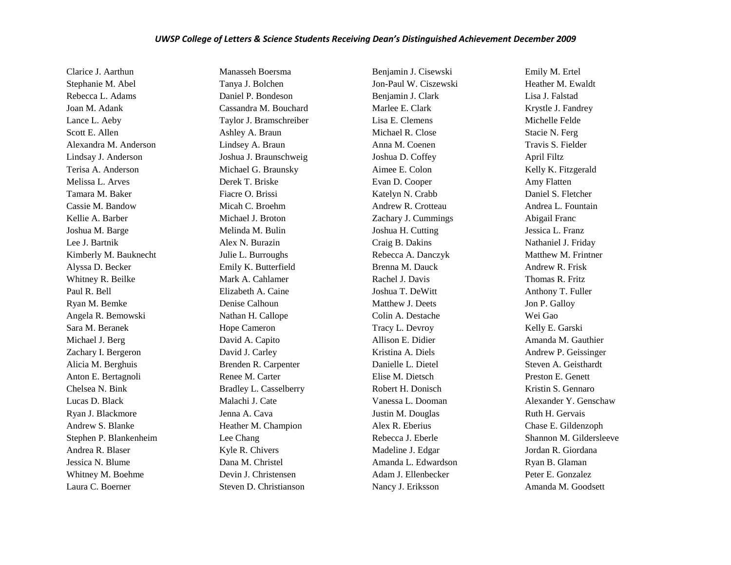*UWSP College of Letters & Science Students Receiving Dean's Distinguished Achievement December 2009*

Clarice J. Aarthun
Stephanie M. Abel
Rebecca L. Adams
Joan M. Adank
Lance L. Aeby
Scott E. Allen
Alexandra M. Anderson
Lindsay J. Anderson
Terisa A. Anderson
Melissa L. Arves
Tamara M. Baker
Cassie M. Bandow
Kellie A. Barber
Joshua M. Barge
Lee J. Bartnik
Kimberly M. Bauknecht
Alyssa D. Becker
Whitney R. Beilke
Paul R. Bell
Ryan M. Bemke
Angela R. Bemowski
Sara M. Beranek
Michael J. Berg
Zachary I. Bergeron
Alicia M. Berghuis
Anton E. Bertagnoli
Chelsea N. Bink
Lucas D. Black
Ryan J. Blackmore
Andrew S. Blanke
Stephen P. Blankenheim
Andrea R. Blaser
Jessica N. Blume
Whitney M. Boehme
Laura C. Boerner

Manasseh Boersma
Tanya J. Bolchen
Daniel P. Bondeson
Cassandra M. Bouchard
Taylor J. Bramschreiber
Ashley A. Braun
Lindsey A. Braun
Joshua J. Braunschweig
Michael G. Braunsky
Derek T. Briske
Fiacre O. Brissi
Micah C. Broehm
Michael J. Broton
Melinda M. Bulin
Alex N. Burazin
Julie L. Burroughs
Emily K. Butterfield
Mark A. Cahlamer
Elizabeth A. Caine
Denise Calhoun
Nathan H. Callope
Hope Cameron
David A. Capito
David J. Carley
Brenden R. Carpenter
Renee M. Carter
Bradley L. Casselberry
Malachi J. Cate
Jenna A. Cava
Heather M. Champion
Lee Chang
Kyle R. Chivers
Dana M. Christel
Devin J. Christensen
Steven D. Christianson

Benjamin J. Cisewski
Jon-Paul W. Ciszewski
Benjamin J. Clark
Marlee E. Clark
Lisa E. Clemens
Michael R. Close
Anna M. Coenen
Joshua D. Coffey
Aimee E. Colon
Evan D. Cooper
Katelyn N. Crabb
Andrew R. Crotteau
Zachary J. Cummings
Joshua H. Cutting
Craig B. Dakins
Rebecca A. Danczyk
Brenna M. Dauck
Rachel J. Davis
Joshua T. DeWitt
Matthew J. Deets
Colin A. Destache
Tracy L. Devroy
Allison E. Didier
Kristina A. Diels
Danielle L. Dietel
Elise M. Dietsch
Robert H. Donisch
Vanessa L. Dooman
Justin M. Douglas
Alex R. Eberius
Rebecca J. Eberle
Madeline J. Edgar
Amanda L. Edwardson
Adam J. Ellenbecker
Nancy J. Eriksson

Emily M. Ertel
Heather M. Ewaldt
Lisa J. Falstad
Krystle J. Fandrey
Michelle Felde
Stacie N. Ferg
Travis S. Fielder
April Filtz
Kelly K. Fitzgerald
Amy Flatten
Daniel S. Fletcher
Andrea L. Fountain
Abigail Franc
Jessica L. Franz
Nathaniel J. Friday
Matthew M. Frintner
Andrew R. Frisk
Thomas R. Fritz
Anthony T. Fuller
Jon P. Galloy
Wei Gao
Kelly E. Garski
Amanda M. Gauthier
Andrew P. Geissinger
Steven A. Geisthardt
Preston E. Genett
Kristin S. Gennaro
Alexander Y. Genschaw
Ruth H. Gervais
Chase E. Gildenzoph
Shannon M. Gildersleeve
Jordan R. Giordana
Ryan B. Glaman
Peter E. Gonzalez
Amanda M. Goodsett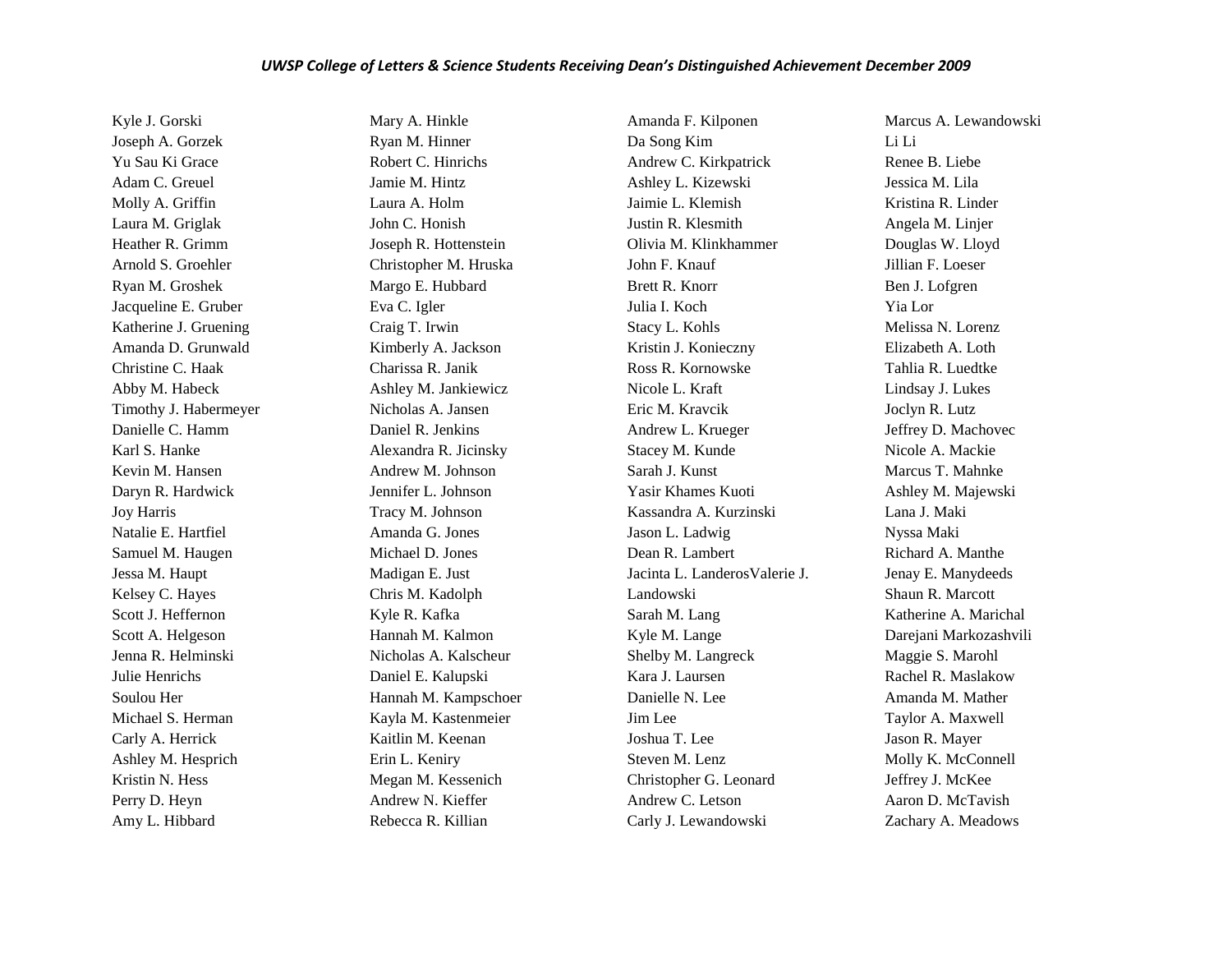*UWSP College of Letters & Science Students Receiving Dean's Distinguished Achievement December 2009*

Kyle J. Gorski
Joseph A. Gorzek
Yu Sau Ki Grace
Adam C. Greuel
Molly A. Griffin
Laura M. Griglak
Heather R. Grimm
Arnold S. Groehler
Ryan M. Groshek
Jacqueline E. Gruber
Katherine J. Gruening
Amanda D. Grunwald
Christine C. Haak
Abby M. Habeck
Timothy J. Habermeyer
Danielle C. Hamm
Karl S. Hanke
Kevin M. Hansen
Daryn R. Hardwick
Joy Harris
Natalie E. Hartfiel
Samuel M. Haugen
Jessa M. Haupt
Kelsey C. Hayes
Scott J. Heffernon
Scott A. Helgeson
Jenna R. Helminski
Julie Henrichs
Soulou Her
Michael S. Herman
Carly A. Herrick
Ashley M. Hesprich
Kristin N. Hess
Perry D. Heyn
Amy L. Hibbard

Mary A. Hinkle
Ryan M. Hinner
Robert C. Hinrichs
Jamie M. Hintz
Laura A. Holm
John C. Honish
Joseph R. Hottenstein
Christopher M. Hruska
Margo E. Hubbard
Eva C. Igler
Craig T. Irwin
Kimberly A. Jackson
Charissa R. Janik
Ashley M. Jankiewicz
Nicholas A. Jansen
Daniel R. Jenkins
Alexandra R. Jicinsky
Andrew M. Johnson
Jennifer L. Johnson
Tracy M. Johnson
Amanda G. Jones
Michael D. Jones
Madigan E. Just
Chris M. Kadolph
Kyle R. Kafka
Hannah M. Kalmon
Nicholas A. Kalscheur
Daniel E. Kalupski
Hannah M. Kampschoer
Kayla M. Kastenmeier
Kaitlin M. Keenan
Erin L. Keniry
Megan M. Kessenich
Andrew N. Kieffer
Rebecca R. Killian

Amanda F. Kilponen
Da Song Kim
Andrew C. Kirkpatrick
Ashley L. Kizewski
Jaimie L. Klemish
Justin R. Klesmith
Olivia M. Klinkhammer
John F. Knauf
Brett R. Knorr
Julia I. Koch
Stacy L. Kohls
Kristin J. Konieczny
Ross R. Kornowske
Nicole L. Kraft
Eric M. Kravcik
Andrew L. Krueger
Stacey M. Kunde
Sarah J. Kunst
Yasir Khames Kuoti
Kassandra A. Kurzinski
Jason L. Ladwig
Dean R. Lambert
Jacinta L. LanderosValerie J. Landowski
Sarah M. Lang
Kyle M. Lange
Shelby M. Langreck
Kara J. Laursen
Danielle N. Lee
Jim Lee
Joshua T. Lee
Steven M. Lenz
Christopher G. Leonard
Andrew C. Letson
Carly J. Lewandowski

Marcus A. Lewandowski
Li Li
Renee B. Liebe
Jessica M. Lila
Kristina R. Linder
Angela M. Linjer
Douglas W. Lloyd
Jillian F. Loeser
Ben J. Lofgren
Yia Lor
Melissa N. Lorenz
Elizabeth A. Loth
Tahlia R. Luedtke
Lindsay J. Lukes
Joclyn R. Lutz
Jeffrey D. Machovec
Nicole A. Mackie
Marcus T. Mahnke
Ashley M. Majewski
Lana J. Maki
Nyssa Maki
Richard A. Manthe
Jenay E. Manydeeds
Shaun R. Marcott
Katherine A. Marichal
Darejani Markozashvili
Maggie S. Marohl
Rachel R. Maslakow
Amanda M. Mather
Taylor A. Maxwell
Jason R. Mayer
Molly K. McConnell
Jeffrey J. McKee
Aaron D. McTavish
Zachary A. Meadows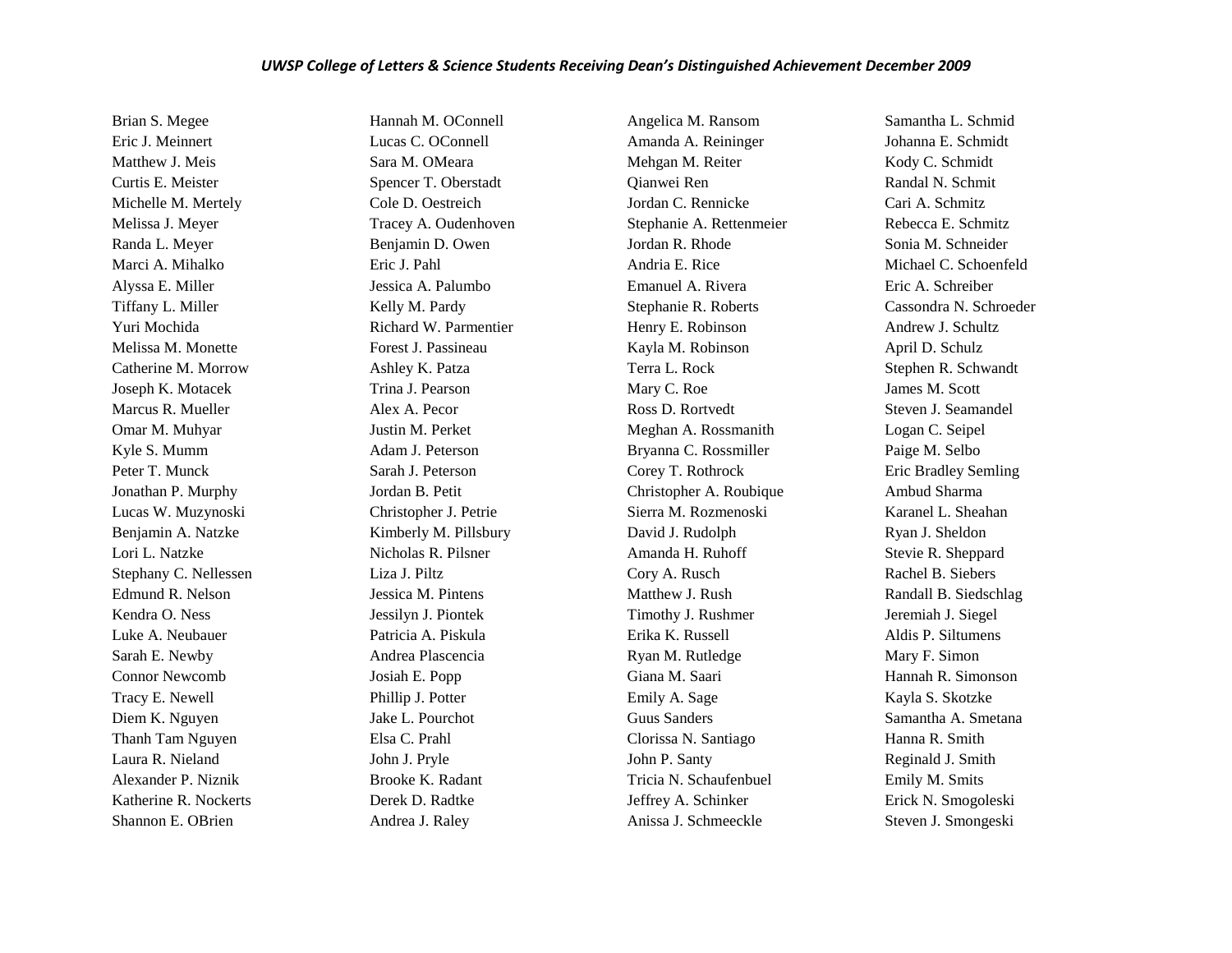*UWSP College of Letters & Science Students Receiving Dean's Distinguished Achievement December 2009*

Brian S. Megee
Eric J. Meinnert
Matthew J. Meis
Curtis E. Meister
Michelle M. Mertely
Melissa J. Meyer
Randa L. Meyer
Marci A. Mihalko
Alyssa E. Miller
Tiffany L. Miller
Yuri Mochida
Melissa M. Monette
Catherine M. Morrow
Joseph K. Motacek
Marcus R. Mueller
Omar M. Muhyar
Kyle S. Mumm
Peter T. Munck
Jonathan P. Murphy
Lucas W. Muzynoski
Benjamin A. Natzke
Lori L. Natzke
Stephany C. Nellessen
Edmund R. Nelson
Kendra O. Ness
Luke A. Neubauer
Sarah E. Newby
Connor Newcomb
Tracy E. Newell
Diem K. Nguyen
Thanh Tam Nguyen
Laura R. Nieland
Alexander P. Niznik
Katherine R. Nockerts
Shannon E. OBrien

Hannah M. OConnell
Lucas C. OConnell
Sara M. OMeara
Spencer T. Oberstadt
Cole D. Oestreich
Tracey A. Oudenhoven
Benjamin D. Owen
Eric J. Pahl
Jessica A. Palumbo
Kelly M. Pardy
Richard W. Parmentier
Forest J. Passineau
Ashley K. Patza
Trina J. Pearson
Alex A. Pecor
Justin M. Perket
Adam J. Peterson
Sarah J. Peterson
Jordan B. Petit
Christopher J. Petrie
Kimberly M. Pillsbury
Nicholas R. Pilsner
Liza J. Piltz
Jessica M. Pintens
Jessilyn J. Piontek
Patricia A. Piskula
Andrea Plascencia
Josiah E. Popp
Phillip J. Potter
Jake L. Pourchot
Elsa C. Prahl
John J. Pryle
Brooke K. Radant
Derek D. Radtke
Andrea J. Raley

Angelica M. Ransom
Amanda A. Reininger
Mehgan M. Reiter
Qianwei Ren
Jordan C. Rennicke
Stephanie A. Rettenmeier
Jordan R. Rhode
Andria E. Rice
Emanuel A. Rivera
Stephanie R. Roberts
Henry E. Robinson
Kayla M. Robinson
Terra L. Rock
Mary C. Roe
Ross D. Rortvedt
Meghan A. Rossmanith
Bryanna C. Rossmiller
Corey T. Rothrock
Christopher A. Roubique
Sierra M. Rozmenoski
David J. Rudolph
Amanda H. Ruhoff
Cory A. Rusch
Matthew J. Rush
Timothy J. Rushmer
Erika K. Russell
Ryan M. Rutledge
Giana M. Saari
Emily A. Sage
Guus Sanders
Clorissa N. Santiago
John P. Santy
Tricia N. Schaufenbuel
Jeffrey A. Schinker
Anissa J. Schmeeckle

Samantha L. Schmid
Johanna E. Schmidt
Kody C. Schmidt
Randal N. Schmit
Cari A. Schmitz
Rebecca E. Schmitz
Sonia M. Schneider
Michael C. Schoenfeld
Eric A. Schreiber
Cassondra N. Schroeder
Andrew J. Schultz
April D. Schulz
Stephen R. Schwandt
James M. Scott
Steven J. Seamandel
Logan C. Seipel
Paige M. Selbo
Eric Bradley Semling
Ambud Sharma
Karanel L. Sheahan
Ryan J. Sheldon
Stevie R. Sheppard
Rachel B. Siebers
Randall B. Siedschlag
Jeremiah J. Siegel
Aldis P. Siltumens
Mary F. Simon
Hannah R. Simonson
Kayla S. Skotzke
Samantha A. Smetana
Hanna R. Smith
Reginald J. Smith
Emily M. Smits
Erick N. Smogoleski
Steven J. Smongeski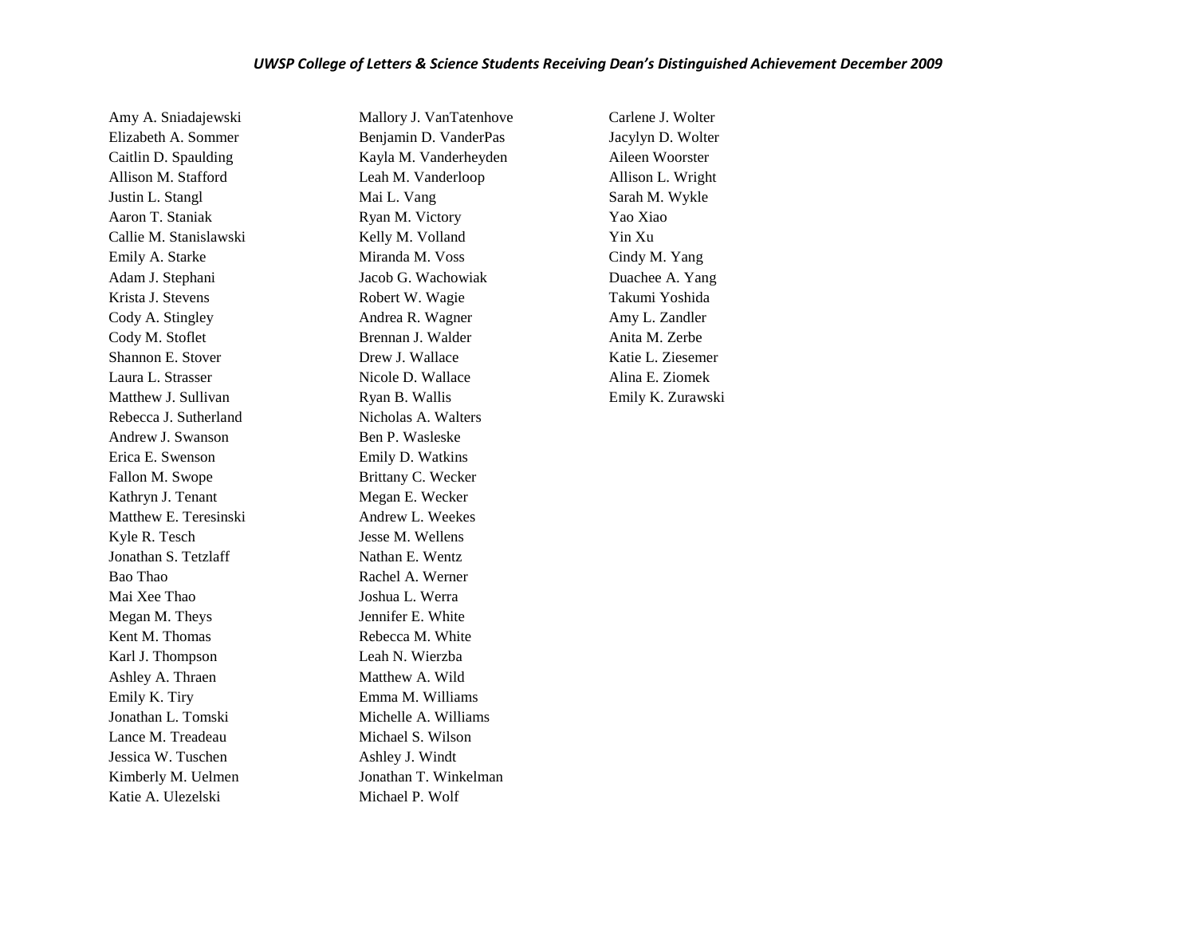*UWSP College of Letters & Science Students Receiving Dean's Distinguished Achievement December 2009*

Amy A. Sniadajewski
Elizabeth A. Sommer
Caitlin D. Spaulding
Allison M. Stafford
Justin L. Stangl
Aaron T. Staniak
Callie M. Stanislawski
Emily A. Starke
Adam J. Stephani
Krista J. Stevens
Cody A. Stingley
Cody M. Stoflet
Shannon E. Stover
Laura L. Strasser
Matthew J. Sullivan
Rebecca J. Sutherland
Andrew J. Swanson
Erica E. Swenson
Fallon M. Swope
Kathryn J. Tenant
Matthew E. Teresinski
Kyle R. Tesch
Jonathan S. Tetzlaff
Bao Thao
Mai Xee Thao
Megan M. Theys
Kent M. Thomas
Karl J. Thompson
Ashley A. Thraen
Emily K. Tiry
Jonathan L. Tomski
Lance M. Treadeau
Jessica W. Tuschen
Kimberly M. Uelmen
Katie A. Ulezelski
Mallory J. VanTatenhove
Benjamin D. VanderPas
Kayla M. Vanderheyden
Leah M. Vanderloop
Mai L. Vang
Ryan M. Victory
Kelly M. Volland
Miranda M. Voss
Jacob G. Wachowiak
Robert W. Wagie
Andrea R. Wagner
Brennan J. Walder
Drew J. Wallace
Nicole D. Wallace
Ryan B. Wallis
Nicholas A. Walters
Ben P. Wasleske
Emily D. Watkins
Brittany C. Wecker
Megan E. Wecker
Andrew L. Weekes
Jesse M. Wellens
Nathan E. Wentz
Rachel A. Werner
Joshua L. Werra
Jennifer E. White
Rebecca M. White
Leah N. Wierzba
Matthew A. Wild
Emma M. Williams
Michelle A. Williams
Michael S. Wilson
Ashley J. Windt
Jonathan T. Winkelman
Michael P. Wolf
Carlene J. Wolter
Jacylyn D. Wolter
Aileen Woorster
Allison L. Wright
Sarah M. Wykle
Yao Xiao
Yin Xu
Cindy M. Yang
Duachee A. Yang
Takumi Yoshida
Amy L. Zandler
Anita M. Zerbe
Katie L. Ziesemer
Alina E. Ziomek
Emily K. Zurawski